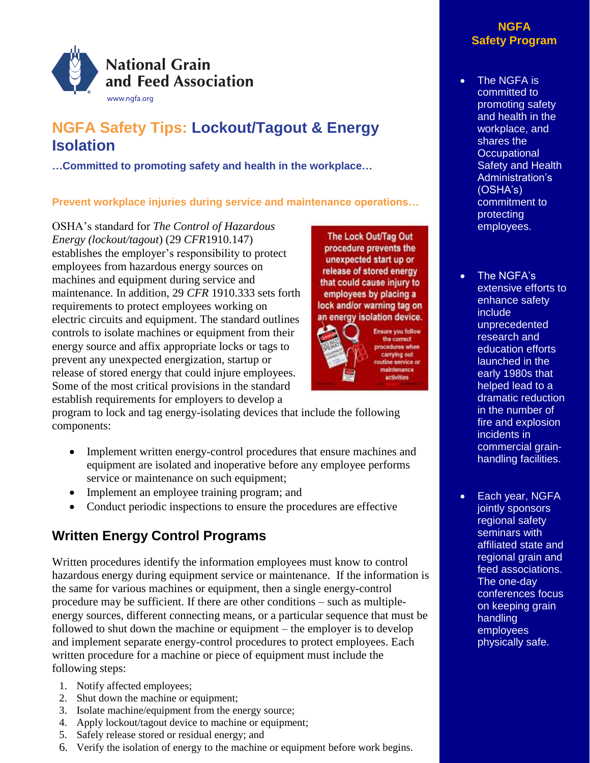National Grain and Feed Association
www.ngfa.org

# NGFA Safety Tips: Lockout/Tagout & Energy Isolation

**…Committed to promoting safety and health in the workplace…**

**Prevent workplace injuries during service and maintenance operations…**

OSHA's standard for *The Control of Hazardous Energy (lockout/tagout)* (29 *CFR*1910.147) establishes the employer's responsibility to protect employees from hazardous energy sources on machines and equipment during service and maintenance. In addition, 29 *CFR* 1910.333 sets forth requirements to protect employees working on electric circuits and equipment. The standard outlines controls to isolate machines or equipment from their energy source and affix appropriate locks or tags to prevent any unexpected energization, startup or release of stored energy that could injure employees. Some of the most critical provisions in the standard establish requirements for employers to develop a program to lock and tag energy-isolating devices that include the following components:

- Implement written energy-control procedures that ensure machines and equipment are isolated and inoperative before any employee performs service or maintenance on such equipment;
- Implement an employee training program; and
- Conduct periodic inspections to ensure the procedures are effective

The Lock Out/Tag Out procedure prevents the unexpected start up or release of stored energy that could cause injury to employees by placing a lock and/or warning tag on an energy isolation device.

Ensure you follow the correct procedures when carrying out routine service or maintenance activities

## Written Energy Control Programs

Written procedures identify the information employees must know to control hazardous energy during equipment service or maintenance. If the information is the same for various machines or equipment, then a single energy-control procedure may be sufficient. If there are other conditions – such as multiple-energy sources, different connecting means, or a particular sequence that must be followed to shut down the machine or equipment – the employer is to develop and implement separate energy-control procedures to protect employees. Each written procedure for a machine or piece of equipment must include the following steps:

1. Notify affected employees;
2. Shut down the machine or equipment;
3. Isolate machine/equipment from the energy source;
4. Apply lockout/tagout device to machine or equipment;
5. Safely release stored or residual energy; and
6. Verify the isolation of energy to the machine or equipment before work begins.

### NGFA Safety Program

- The NGFA is committed to promoting safety and health in the workplace, and shares the Occupational Safety and Health Administration's (OSHA's) commitment to protecting employees.
- The NGFA's extensive efforts to enhance safety include unprecedented research and education efforts launched in the early 1980s that helped lead to a dramatic reduction in the number of fire and explosion incidents in commercial grain-handling facilities.
- Each year, NGFA jointly sponsors regional safety seminars with affiliated state and regional grain and feed associations. The one-day conferences focus on keeping grain handling employees physically safe.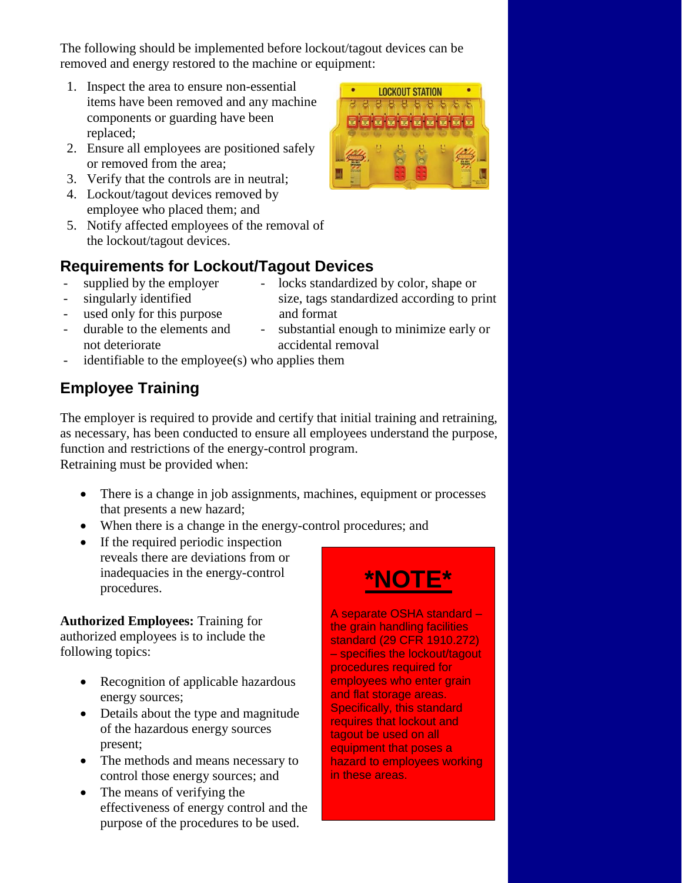The following should be implemented before lockout/tagout devices can be removed and energy restored to the machine or equipment:

1. Inspect the area to ensure non-essential items have been removed and any machine components or guarding have been replaced;
2. Ensure all employees are positioned safely or removed from the area;
3. Verify that the controls are in neutral;
4. Lockout/tagout devices removed by employee who placed them; and
5. Notify affected employees of the removal of the lockout/tagout devices.

## Requirements for Lockout/Tagout Devices

- supplied by the employer
- singularly identified
- used only for this purpose
- durable to the elements and not deteriorate
- locks standardized by color, shape or size, tags standardized according to print and format
- substantial enough to minimize early or accidental removal
- identifiable to the employee(s) who applies them

## Employee Training

The employer is required to provide and certify that initial training and retraining, as necessary, has been conducted to ensure all employees understand the purpose, function and restrictions of the energy-control program.
Retraining must be provided when:

- There is a change in job assignments, machines, equipment or processes that presents a new hazard;
- When there is a change in the energy-control procedures; and
- If the required periodic inspection reveals there are deviations from or inadequacies in the energy-control procedures.

**Authorized Employees:** Training for authorized employees is to include the following topics:

- Recognition of applicable hazardous energy sources;
- Details about the type and magnitude of the hazardous energy sources present;
- The methods and means necessary to control those energy sources; and
- The means of verifying the effectiveness of energy control and the purpose of the procedures to be used.

**\*NOTE\***

A separate OSHA standard – the grain handling facilities standard (29 CFR 1910.272) – specifies the lockout/tagout procedures required for employees who enter grain and flat storage areas. Specifically, this standard requires that lockout and tagout be used on all equipment that poses a hazard to employees working in these areas.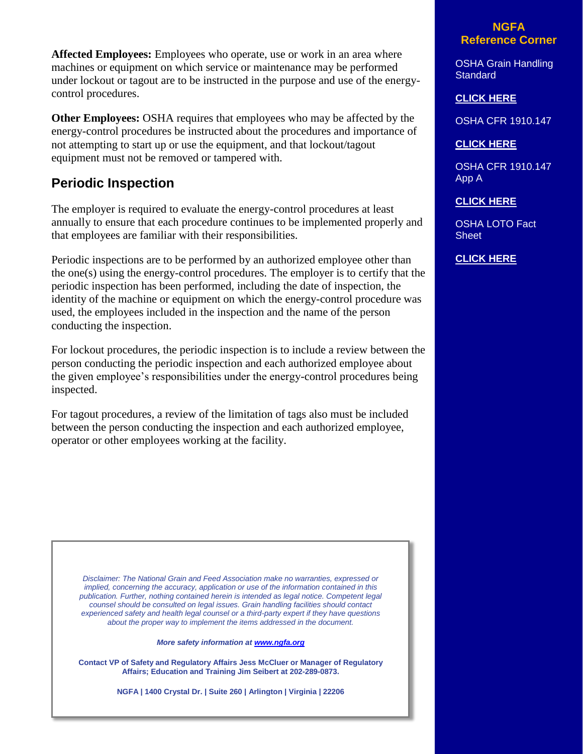**Affected Employees:** Employees who operate, use or work in an area where machines or equipment on which service or maintenance may be performed under lockout or tagout are to be instructed in the purpose and use of the energy-control procedures.

**Other Employees:** OSHA requires that employees who may be affected by the energy-control procedures be instructed about the procedures and importance of not attempting to start up or use the equipment, and that lockout/tagout equipment must not be removed or tampered with.

## Periodic Inspection

The employer is required to evaluate the energy-control procedures at least annually to ensure that each procedure continues to be implemented properly and that employees are familiar with their responsibilities.

Periodic inspections are to be performed by an authorized employee other than the one(s) using the energy-control procedures. The employer is to certify that the periodic inspection has been performed, including the date of inspection, the identity of the machine or equipment on which the energy-control procedure was used, the employees included in the inspection and the name of the person conducting the inspection.

For lockout procedures, the periodic inspection is to include a review between the person conducting the periodic inspection and each authorized employee about the given employee's responsibilities under the energy-control procedures being inspected.

For tagout procedures, a review of the limitation of tags also must be included between the person conducting the inspection and each authorized employee, operator or other employees working at the facility.

*Disclaimer: The National Grain and Feed Association make no warranties, expressed or implied, concerning the accuracy, application or use of the information contained in this publication. Further, nothing contained herein is intended as legal notice. Competent legal counsel should be consulted on legal issues. Grain handling facilities should contact experienced safety and health legal counsel or a third-party expert if they have questions about the proper way to implement the items addressed in the document.*

***More safety information at www.ngfa.org***

**Contact VP of Safety and Regulatory Affairs Jess McCluer or Manager of Regulatory Affairs; Education and Training Jim Seibert at 202-289-0873.**

**NGFA | 1400 Crystal Dr. | Suite 260 | Arlington | Virginia | 22206**

## NGFA Reference Corner

OSHA Grain Handling Standard

**CLICK HERE**

OSHA CFR 1910.147

**CLICK HERE**

OSHA CFR 1910.147 App A

**CLICK HERE**

OSHA LOTO Fact Sheet

**CLICK HERE**